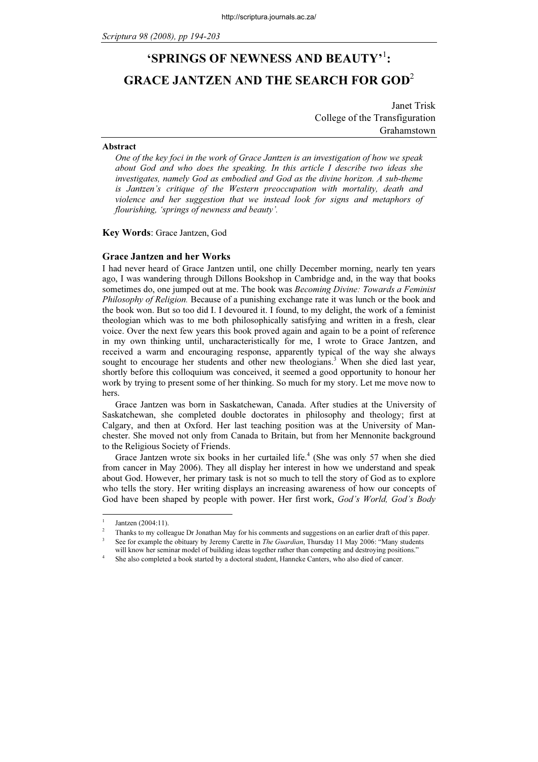# 'SPRINGS OF NEWNESS AND BEAUTY'[1]: GRACE JANTZEN AND THE SEARCH FOR GOD[2]

Janet Trisk
College of the Transfiguration
Grahamstown

**Abstract**

*One of the key foci in the work of Grace Jantzen is an investigation of how we speak about God and who does the speaking. In this article I describe two ideas she investigates, namely God as embodied and God as the divine horizon. A sub-theme is Jantzen's critique of the Western preoccupation with mortality, death and violence and her suggestion that we instead look for signs and metaphors of flourishing, 'springs of newness and beauty'.*

**Key Words**: Grace Jantzen, God

## Grace Jantzen and her Works

I had never heard of Grace Jantzen until, one chilly December morning, nearly ten years ago, I was wandering through Dillons Bookshop in Cambridge and, in the way that books sometimes do, one jumped out at me. The book was *Becoming Divine: Towards a Feminist Philosophy of Religion.* Because of a punishing exchange rate it was lunch or the book and the book won. But so too did I. I devoured it. I found, to my delight, the work of a feminist theologian which was to me both philosophically satisfying and written in a fresh, clear voice. Over the next few years this book proved again and again to be a point of reference in my own thinking until, uncharacteristically for me, I wrote to Grace Jantzen, and received a warm and encouraging response, apparently typical of the way she always sought to encourage her students and other new theologians.[3] When she died last year, shortly before this colloquium was conceived, it seemed a good opportunity to honour her work by trying to present some of her thinking. So much for my story. Let me move now to hers.

Grace Jantzen was born in Saskatchewan, Canada. After studies at the University of Saskatchewan, she completed double doctorates in philosophy and theology; first at Calgary, and then at Oxford. Her last teaching position was at the University of Manchester. She moved not only from Canada to Britain, but from her Mennonite background to the Religious Society of Friends.

Grace Jantzen wrote six books in her curtailed life.[4] (She was only 57 when she died from cancer in May 2006). They all display her interest in how we understand and speak about God. However, her primary task is not so much to tell the story of God as to explore who tells the story. Her writing displays an increasing awareness of how our concepts of God have been shaped by people with power. Her first work, *God's World, God's Body*

---

[1] Jantzen (2004:11).

[2] Thanks to my colleague Dr Jonathan May for his comments and suggestions on an earlier draft of this paper.

[3] See for example the obituary by Jeremy Carette in *The Guardian*, Thursday 11 May 2006: "Many students will know her seminar model of building ideas together rather than competing and destroying positions."

[4] She also completed a book started by a doctoral student, Hanneke Canters, who also died of cancer.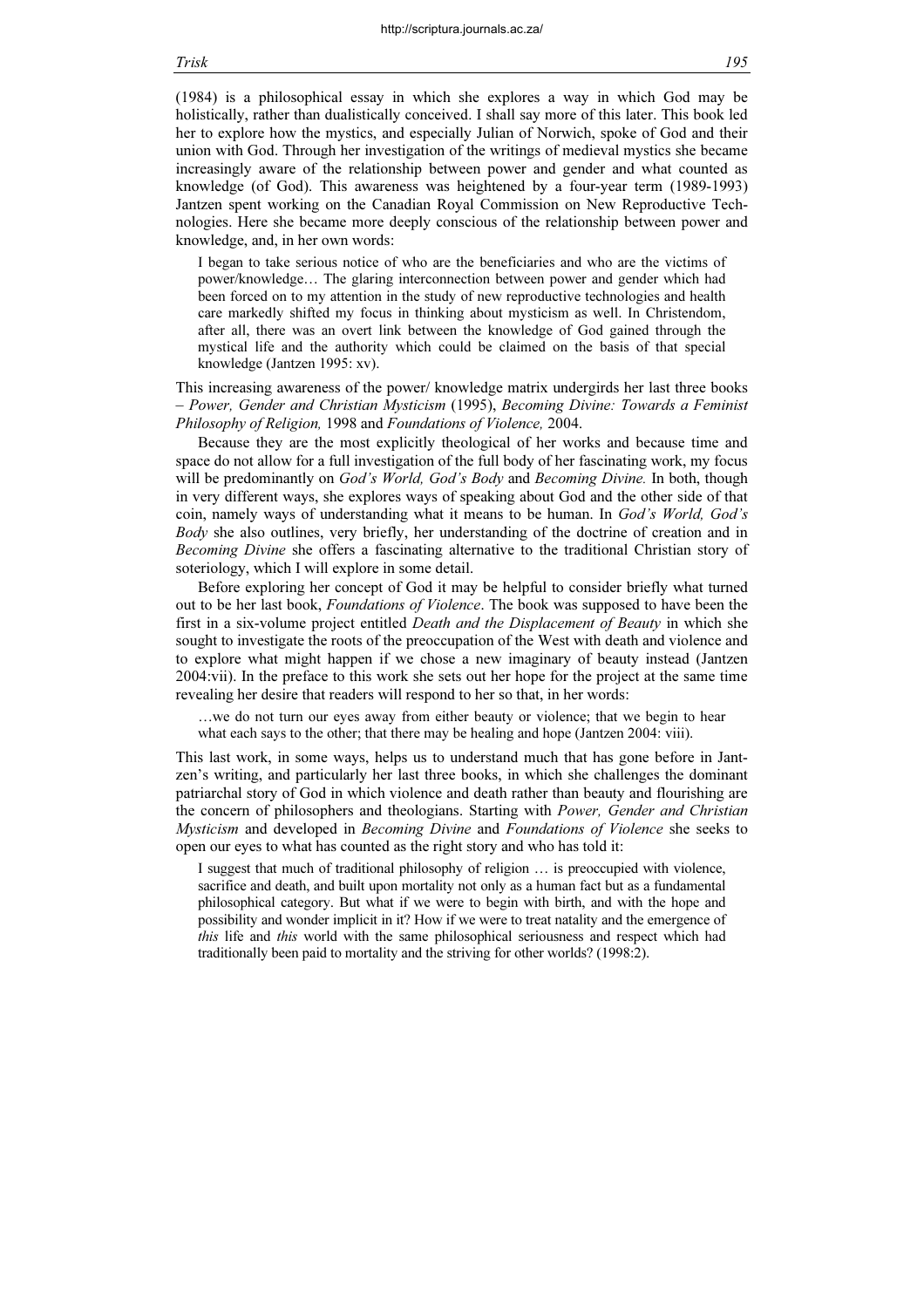(1984) is a philosophical essay in which she explores a way in which God may be holistically, rather than dualistically conceived. I shall say more of this later. This book led her to explore how the mystics, and especially Julian of Norwich, spoke of God and their union with God. Through her investigation of the writings of medieval mystics she became increasingly aware of the relationship between power and gender and what counted as knowledge (of God). This awareness was heightened by a four-year term (1989-1993) Jantzen spent working on the Canadian Royal Commission on New Reproductive Technologies. Here she became more deeply conscious of the relationship between power and knowledge, and, in her own words:

> I began to take serious notice of who are the beneficiaries and who are the victims of power/knowledge… The glaring interconnection between power and gender which had been forced on to my attention in the study of new reproductive technologies and health care markedly shifted my focus in thinking about mysticism as well. In Christendom, after all, there was an overt link between the knowledge of God gained through the mystical life and the authority which could be claimed on the basis of that special knowledge (Jantzen 1995: xv).

This increasing awareness of the power/ knowledge matrix undergirds her last three books – *Power, Gender and Christian Mysticism* (1995), *Becoming Divine: Towards a Feminist Philosophy of Religion,* 1998 and *Foundations of Violence,* 2004.

Because they are the most explicitly theological of her works and because time and space do not allow for a full investigation of the full body of her fascinating work, my focus will be predominantly on *God's World, God's Body* and *Becoming Divine.* In both, though in very different ways, she explores ways of speaking about God and the other side of that coin, namely ways of understanding what it means to be human. In *God's World, God's Body* she also outlines, very briefly, her understanding of the doctrine of creation and in *Becoming Divine* she offers a fascinating alternative to the traditional Christian story of soteriology, which I will explore in some detail.

Before exploring her concept of God it may be helpful to consider briefly what turned out to be her last book, *Foundations of Violence*. The book was supposed to have been the first in a six-volume project entitled *Death and the Displacement of Beauty* in which she sought to investigate the roots of the preoccupation of the West with death and violence and to explore what might happen if we chose a new imaginary of beauty instead (Jantzen 2004:vii). In the preface to this work she sets out her hope for the project at the same time revealing her desire that readers will respond to her so that, in her words:

> …we do not turn our eyes away from either beauty or violence; that we begin to hear what each says to the other; that there may be healing and hope (Jantzen 2004: viii).

This last work, in some ways, helps us to understand much that has gone before in Jantzen's writing, and particularly her last three books, in which she challenges the dominant patriarchal story of God in which violence and death rather than beauty and flourishing are the concern of philosophers and theologians. Starting with *Power, Gender and Christian Mysticism* and developed in *Becoming Divine* and *Foundations of Violence* she seeks to open our eyes to what has counted as the right story and who has told it:

> I suggest that much of traditional philosophy of religion … is preoccupied with violence, sacrifice and death, and built upon mortality not only as a human fact but as a fundamental philosophical category. But what if we were to begin with birth, and with the hope and possibility and wonder implicit in it? How if we were to treat natality and the emergence of *this* life and *this* world with the same philosophical seriousness and respect which had traditionally been paid to mortality and the striving for other worlds? (1998:2).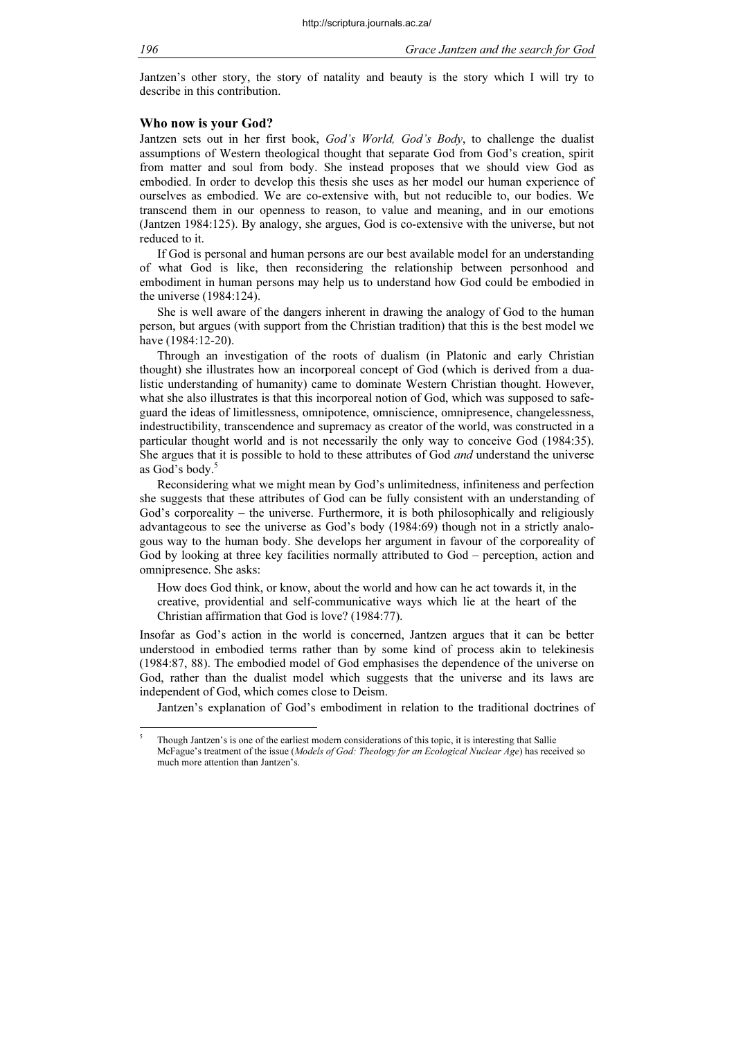Jantzen's other story, the story of natality and beauty is the story which I will try to describe in this contribution.

## Who now is your God?

Jantzen sets out in her first book, *God's World, God's Body*, to challenge the dualist assumptions of Western theological thought that separate God from God's creation, spirit from matter and soul from body. She instead proposes that we should view God as embodied. In order to develop this thesis she uses as her model our human experience of ourselves as embodied. We are co-extensive with, but not reducible to, our bodies. We transcend them in our openness to reason, to value and meaning, and in our emotions (Jantzen 1984:125). By analogy, she argues, God is co-extensive with the universe, but not reduced to it.

If God is personal and human persons are our best available model for an understanding of what God is like, then reconsidering the relationship between personhood and embodiment in human persons may help us to understand how God could be embodied in the universe (1984:124).

She is well aware of the dangers inherent in drawing the analogy of God to the human person, but argues (with support from the Christian tradition) that this is the best model we have (1984:12-20).

Through an investigation of the roots of dualism (in Platonic and early Christian thought) she illustrates how an incorporeal concept of God (which is derived from a dualistic understanding of humanity) came to dominate Western Christian thought. However, what she also illustrates is that this incorporeal notion of God, which was supposed to safeguard the ideas of limitlessness, omnipotence, omniscience, omnipresence, changelessness, indestructibility, transcendence and supremacy as creator of the world, was constructed in a particular thought world and is not necessarily the only way to conceive God (1984:35). She argues that it is possible to hold to these attributes of God *and* understand the universe as God's body.[5]

Reconsidering what we might mean by God's unlimitedness, infiniteness and perfection she suggests that these attributes of God can be fully consistent with an understanding of God's corporeality – the universe. Furthermore, it is both philosophically and religiously advantageous to see the universe as God's body (1984:69) though not in a strictly analogous way to the human body. She develops her argument in favour of the corporeality of God by looking at three key facilities normally attributed to God – perception, action and omnipresence. She asks:

> How does God think, or know, about the world and how can he act towards it, in the creative, providential and self-communicative ways which lie at the heart of the Christian affirmation that God is love? (1984:77).

Insofar as God's action in the world is concerned, Jantzen argues that it can be better understood in embodied terms rather than by some kind of process akin to telekinesis (1984:87, 88). The embodied model of God emphasises the dependence of the universe on God, rather than the dualist model which suggests that the universe and its laws are independent of God, which comes close to Deism.

Jantzen's explanation of God's embodiment in relation to the traditional doctrines of

---

[5] Though Jantzen's is one of the earliest modern considerations of this topic, it is interesting that Sallie McFague's treatment of the issue (*Models of God: Theology for an Ecological Nuclear Age*) has received so much more attention than Jantzen's.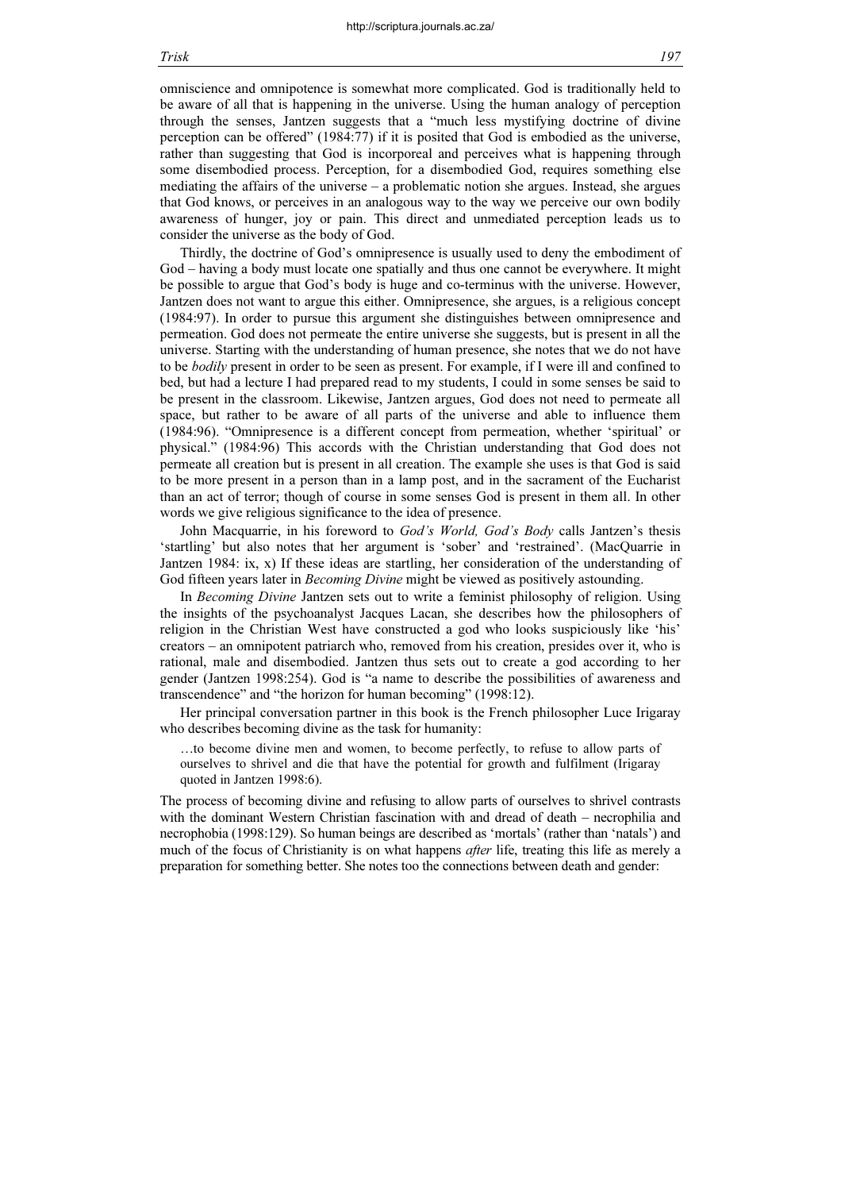omniscience and omnipotence is somewhat more complicated. God is traditionally held to be aware of all that is happening in the universe. Using the human analogy of perception through the senses, Jantzen suggests that a "much less mystifying doctrine of divine perception can be offered" (1984:77) if it is posited that God is embodied as the universe, rather than suggesting that God is incorporeal and perceives what is happening through some disembodied process. Perception, for a disembodied God, requires something else mediating the affairs of the universe – a problematic notion she argues. Instead, she argues that God knows, or perceives in an analogous way to the way we perceive our own bodily awareness of hunger, joy or pain. This direct and unmediated perception leads us to consider the universe as the body of God.

Thirdly, the doctrine of God's omnipresence is usually used to deny the embodiment of God – having a body must locate one spatially and thus one cannot be everywhere. It might be possible to argue that God's body is huge and co-terminus with the universe. However, Jantzen does not want to argue this either. Omnipresence, she argues, is a religious concept (1984:97). In order to pursue this argument she distinguishes between omnipresence and permeation. God does not permeate the entire universe she suggests, but is present in all the universe. Starting with the understanding of human presence, she notes that we do not have to be *bodily* present in order to be seen as present. For example, if I were ill and confined to bed, but had a lecture I had prepared read to my students, I could in some senses be said to be present in the classroom. Likewise, Jantzen argues, God does not need to permeate all space, but rather to be aware of all parts of the universe and able to influence them (1984:96). "Omnipresence is a different concept from permeation, whether 'spiritual' or physical." (1984:96) This accords with the Christian understanding that God does not permeate all creation but is present in all creation. The example she uses is that God is said to be more present in a person than in a lamp post, and in the sacrament of the Eucharist than an act of terror; though of course in some senses God is present in them all. In other words we give religious significance to the idea of presence.

John Macquarrie, in his foreword to *God's World, God's Body* calls Jantzen's thesis 'startling' but also notes that her argument is 'sober' and 'restrained'. (MacQuarrie in Jantzen 1984: ix, x) If these ideas are startling, her consideration of the understanding of God fifteen years later in *Becoming Divine* might be viewed as positively astounding.

In *Becoming Divine* Jantzen sets out to write a feminist philosophy of religion. Using the insights of the psychoanalyst Jacques Lacan, she describes how the philosophers of religion in the Christian West have constructed a god who looks suspiciously like 'his' creators – an omnipotent patriarch who, removed from his creation, presides over it, who is rational, male and disembodied. Jantzen thus sets out to create a god according to her gender (Jantzen 1998:254). God is "a name to describe the possibilities of awareness and transcendence" and "the horizon for human becoming" (1998:12).

Her principal conversation partner in this book is the French philosopher Luce Irigaray who describes becoming divine as the task for humanity:

> …to become divine men and women, to become perfectly, to refuse to allow parts of ourselves to shrivel and die that have the potential for growth and fulfilment (Irigaray quoted in Jantzen 1998:6).

The process of becoming divine and refusing to allow parts of ourselves to shrivel contrasts with the dominant Western Christian fascination with and dread of death – necrophilia and necrophobia (1998:129). So human beings are described as 'mortals' (rather than 'natals') and much of the focus of Christianity is on what happens *after* life, treating this life as merely a preparation for something better. She notes too the connections between death and gender: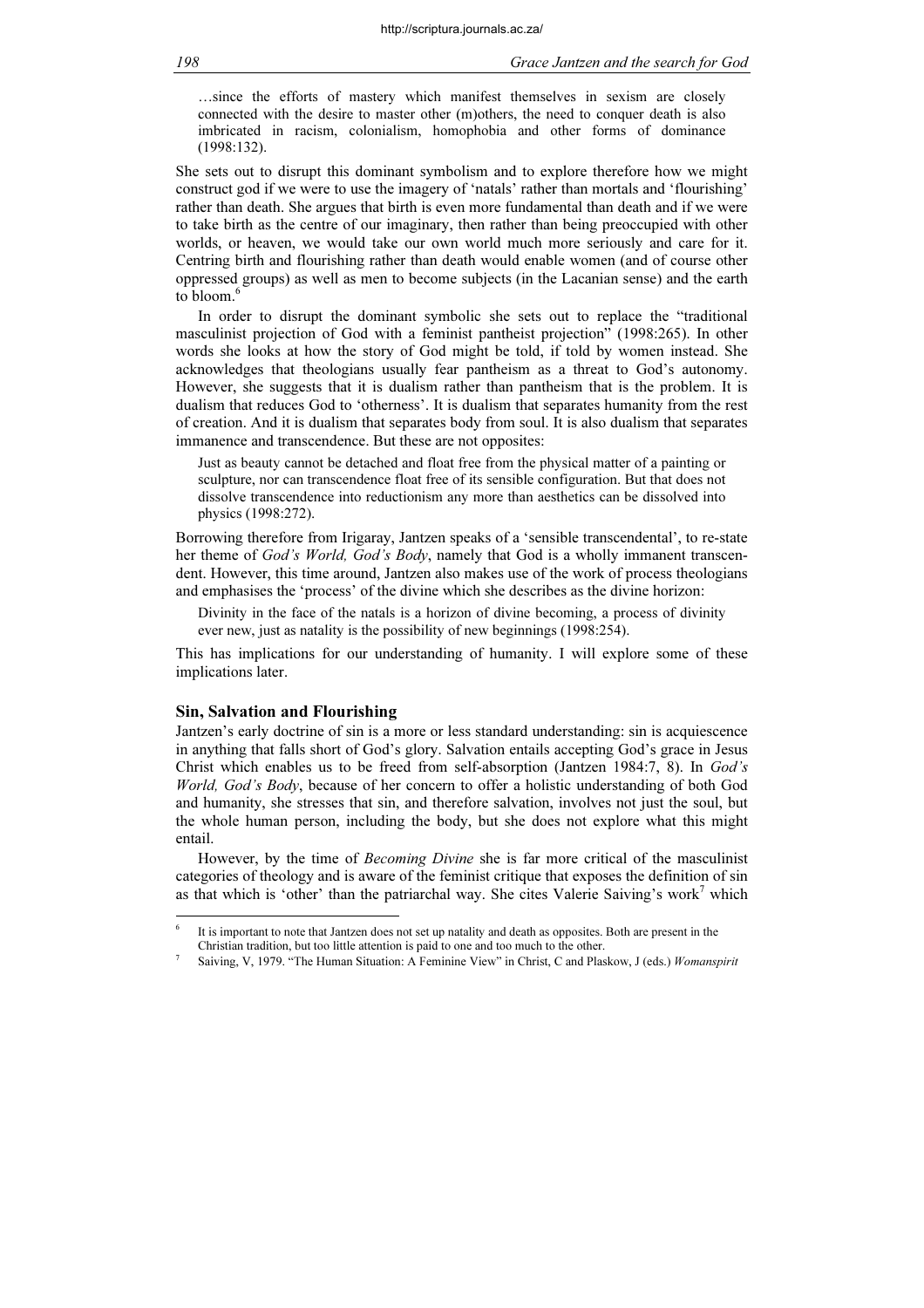> …since the efforts of mastery which manifest themselves in sexism are closely connected with the desire to master other (m)others, the need to conquer death is also imbricated in racism, colonialism, homophobia and other forms of dominance (1998:132).

She sets out to disrupt this dominant symbolism and to explore therefore how we might construct god if we were to use the imagery of 'natals' rather than mortals and 'flourishing' rather than death. She argues that birth is even more fundamental than death and if we were to take birth as the centre of our imaginary, then rather than being preoccupied with other worlds, or heaven, we would take our own world much more seriously and care for it. Centring birth and flourishing rather than death would enable women (and of course other oppressed groups) as well as men to become subjects (in the Lacanian sense) and the earth to bloom.[6]

In order to disrupt the dominant symbolic she sets out to replace the "traditional masculinist projection of God with a feminist pantheist projection" (1998:265). In other words she looks at how the story of God might be told, if told by women instead. She acknowledges that theologians usually fear pantheism as a threat to God's autonomy. However, she suggests that it is dualism rather than pantheism that is the problem. It is dualism that reduces God to 'otherness'. It is dualism that separates humanity from the rest of creation. And it is dualism that separates body from soul. It is also dualism that separates immanence and transcendence. But these are not opposites:

> Just as beauty cannot be detached and float free from the physical matter of a painting or sculpture, nor can transcendence float free of its sensible configuration. But that does not dissolve transcendence into reductionism any more than aesthetics can be dissolved into physics (1998:272).

Borrowing therefore from Irigaray, Jantzen speaks of a 'sensible transcendental', to re-state her theme of *God's World, God's Body*, namely that God is a wholly immanent transcendent. However, this time around, Jantzen also makes use of the work of process theologians and emphasises the 'process' of the divine which she describes as the divine horizon:

> Divinity in the face of the natals is a horizon of divine becoming, a process of divinity ever new, just as natality is the possibility of new beginnings (1998:254).

This has implications for our understanding of humanity. I will explore some of these implications later.

### Sin, Salvation and Flourishing

Jantzen's early doctrine of sin is a more or less standard understanding: sin is acquiescence in anything that falls short of God's glory. Salvation entails accepting God's grace in Jesus Christ which enables us to be freed from self-absorption (Jantzen 1984:7, 8). In *God's World, God's Body*, because of her concern to offer a holistic understanding of both God and humanity, she stresses that sin, and therefore salvation, involves not just the soul, but the whole human person, including the body, but she does not explore what this might entail.

However, by the time of *Becoming Divine* she is far more critical of the masculinist categories of theology and is aware of the feminist critique that exposes the definition of sin as that which is 'other' than the patriarchal way. She cites Valerie Saiving's work[7] which

---

[6] It is important to note that Jantzen does not set up natality and death as opposites. Both are present in the Christian tradition, but too little attention is paid to one and too much to the other.

[7] Saiving, V, 1979. "The Human Situation: A Feminine View" in Christ, C and Plaskow, J (eds.) *Womanspirit*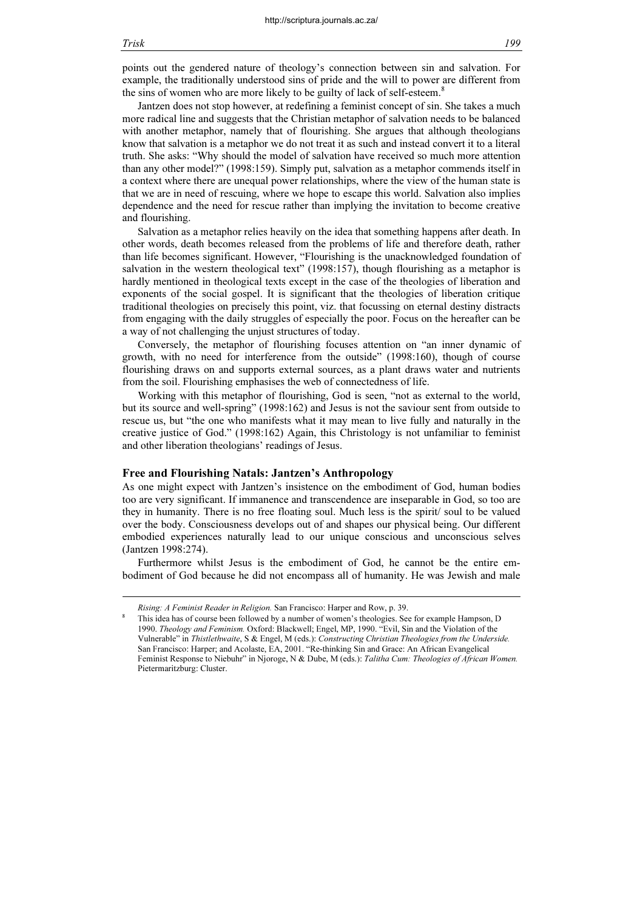points out the gendered nature of theology's connection between sin and salvation. For example, the traditionally understood sins of pride and the will to power are different from the sins of women who are more likely to be guilty of lack of self-esteem.[8]

Jantzen does not stop however, at redefining a feminist concept of sin. She takes a much more radical line and suggests that the Christian metaphor of salvation needs to be balanced with another metaphor, namely that of flourishing. She argues that although theologians know that salvation is a metaphor we do not treat it as such and instead convert it to a literal truth. She asks: "Why should the model of salvation have received so much more attention than any other model?" (1998:159). Simply put, salvation as a metaphor commends itself in a context where there are unequal power relationships, where the view of the human state is that we are in need of rescuing, where we hope to escape this world. Salvation also implies dependence and the need for rescue rather than implying the invitation to become creative and flourishing.

Salvation as a metaphor relies heavily on the idea that something happens after death. In other words, death becomes released from the problems of life and therefore death, rather than life becomes significant. However, "Flourishing is the unacknowledged foundation of salvation in the western theological text" (1998:157), though flourishing as a metaphor is hardly mentioned in theological texts except in the case of the theologies of liberation and exponents of the social gospel. It is significant that the theologies of liberation critique traditional theologies on precisely this point, viz. that focussing on eternal destiny distracts from engaging with the daily struggles of especially the poor. Focus on the hereafter can be a way of not challenging the unjust structures of today.

Conversely, the metaphor of flourishing focuses attention on "an inner dynamic of growth, with no need for interference from the outside" (1998:160), though of course flourishing draws on and supports external sources, as a plant draws water and nutrients from the soil. Flourishing emphasises the web of connectedness of life.

Working with this metaphor of flourishing, God is seen, "not as external to the world, but its source and well-spring" (1998:162) and Jesus is not the saviour sent from outside to rescue us, but "the one who manifests what it may mean to live fully and naturally in the creative justice of God." (1998:162) Again, this Christology is not unfamiliar to feminist and other liberation theologians' readings of Jesus.

## Free and Flourishing Natals: Jantzen's Anthropology

As one might expect with Jantzen's insistence on the embodiment of God, human bodies too are very significant. If immanence and transcendence are inseparable in God, so too are they in humanity. There is no free floating soul. Much less is the spirit/ soul to be valued over the body. Consciousness develops out of and shapes our physical being. Our different embodied experiences naturally lead to our unique conscious and unconscious selves (Jantzen 1998:274).

Furthermore whilst Jesus is the embodiment of God, he cannot be the entire embodiment of God because he did not encompass all of humanity. He was Jewish and male

---

*Rising: A Feminist Reader in Religion.* San Francisco: Harper and Row, p. 39.

[8] This idea has of course been followed by a number of women's theologies. See for example Hampson, D 1990. *Theology and Feminism.* Oxford: Blackwell; Engel, MP, 1990. "Evil, Sin and the Violation of the Vulnerable" in *Thistlethwaite*, S & Engel, M (eds.): *Constructing Christian Theologies from the Underside.* San Francisco: Harper; and Acolaste, EA, 2001. "Re-thinking Sin and Grace: An African Evangelical Feminist Response to Niebuhr" in Njoroge, N & Dube, M (eds.): *Talitha Cum: Theologies of African Women.* Pietermaritzburg: Cluster.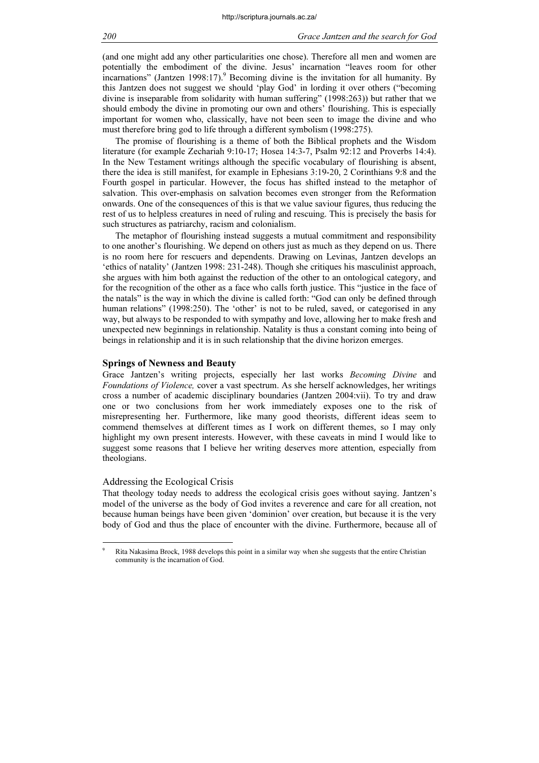(and one might add any other particularities one chose). Therefore all men and women are potentially the embodiment of the divine. Jesus' incarnation "leaves room for other incarnations" (Jantzen 1998:17).[9] Becoming divine is the invitation for all humanity. By this Jantzen does not suggest we should 'play God' in lording it over others ("becoming divine is inseparable from solidarity with human suffering" (1998:263)) but rather that we should embody the divine in promoting our own and others' flourishing. This is especially important for women who, classically, have not been seen to image the divine and who must therefore bring god to life through a different symbolism (1998:275).

The promise of flourishing is a theme of both the Biblical prophets and the Wisdom literature (for example Zechariah 9:10-17; Hosea 14:3-7, Psalm 92:12 and Proverbs 14:4). In the New Testament writings although the specific vocabulary of flourishing is absent, there the idea is still manifest, for example in Ephesians 3:19-20, 2 Corinthians 9:8 and the Fourth gospel in particular. However, the focus has shifted instead to the metaphor of salvation. This over-emphasis on salvation becomes even stronger from the Reformation onwards. One of the consequences of this is that we value saviour figures, thus reducing the rest of us to helpless creatures in need of ruling and rescuing. This is precisely the basis for such structures as patriarchy, racism and colonialism.

The metaphor of flourishing instead suggests a mutual commitment and responsibility to one another's flourishing. We depend on others just as much as they depend on us. There is no room here for rescuers and dependents. Drawing on Levinas, Jantzen develops an 'ethics of natality' (Jantzen 1998: 231-248). Though she critiques his masculinist approach, she argues with him both against the reduction of the other to an ontological category, and for the recognition of the other as a face who calls forth justice. This "justice in the face of the natals" is the way in which the divine is called forth: "God can only be defined through human relations" (1998:250). The 'other' is not to be ruled, saved, or categorised in any way, but always to be responded to with sympathy and love, allowing her to make fresh and unexpected new beginnings in relationship. Natality is thus a constant coming into being of beings in relationship and it is in such relationship that the divine horizon emerges.

## Springs of Newness and Beauty

Grace Jantzen's writing projects, especially her last works *Becoming Divine* and *Foundations of Violence,* cover a vast spectrum. As she herself acknowledges, her writings cross a number of academic disciplinary boundaries (Jantzen 2004:vii). To try and draw one or two conclusions from her work immediately exposes one to the risk of misrepresenting her. Furthermore, like many good theorists, different ideas seem to commend themselves at different times as I work on different themes, so I may only highlight my own present interests. However, with these caveats in mind I would like to suggest some reasons that I believe her writing deserves more attention, especially from theologians.

### Addressing the Ecological Crisis

That theology today needs to address the ecological crisis goes without saying. Jantzen's model of the universe as the body of God invites a reverence and care for all creation, not because human beings have been given 'dominion' over creation, but because it is the very body of God and thus the place of encounter with the divine. Furthermore, because all of

[9] Rita Nakasima Brock, 1988 develops this point in a similar way when she suggests that the entire Christian community is the incarnation of God.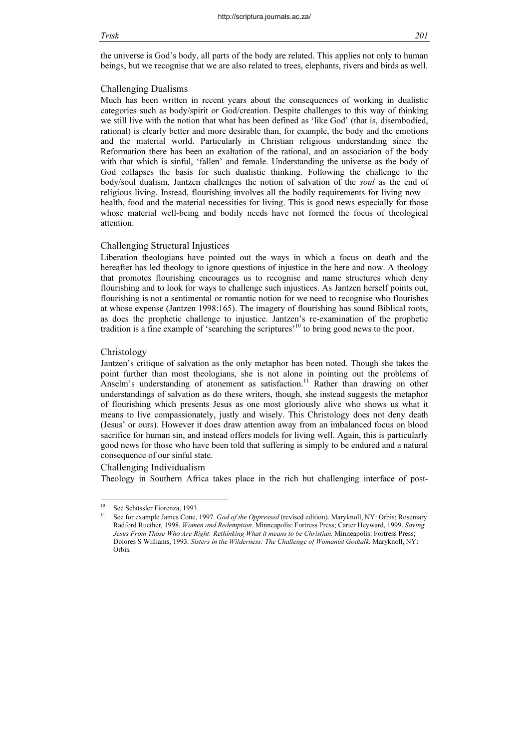the universe is God's body, all parts of the body are related. This applies not only to human beings, but we recognise that we are also related to trees, elephants, rivers and birds as well.

## Challenging Dualisms

Much has been written in recent years about the consequences of working in dualistic categories such as body/spirit or God/creation. Despite challenges to this way of thinking we still live with the notion that what has been defined as 'like God' (that is, disembodied, rational) is clearly better and more desirable than, for example, the body and the emotions and the material world. Particularly in Christian religious understanding since the Reformation there has been an exaltation of the rational, and an association of the body with that which is sinful, 'fallen' and female. Understanding the universe as the body of God collapses the basis for such dualistic thinking. Following the challenge to the body/soul dualism, Jantzen challenges the notion of salvation of the *soul* as the end of religious living. Instead, flourishing involves all the bodily requirements for living now – health, food and the material necessities for living. This is good news especially for those whose material well-being and bodily needs have not formed the focus of theological attention.

## Challenging Structural Injustices

Liberation theologians have pointed out the ways in which a focus on death and the hereafter has led theology to ignore questions of injustice in the here and now. A theology that promotes flourishing encourages us to recognise and name structures which deny flourishing and to look for ways to challenge such injustices. As Jantzen herself points out, flourishing is not a sentimental or romantic notion for we need to recognise who flourishes at whose expense (Jantzen 1998:165). The imagery of flourishing has sound Biblical roots, as does the prophetic challenge to injustice. Jantzen's re-examination of the prophetic tradition is a fine example of 'searching the scriptures'[10] to bring good news to the poor.

## Christology

Jantzen's critique of salvation as the only metaphor has been noted. Though she takes the point further than most theologians, she is not alone in pointing out the problems of Anselm's understanding of atonement as satisfaction.[11] Rather than drawing on other understandings of salvation as do these writers, though, she instead suggests the metaphor of flourishing which presents Jesus as one most gloriously alive who shows us what it means to live compassionately, justly and wisely. This Christology does not deny death (Jesus' or ours). However it does draw attention away from an imbalanced focus on blood sacrifice for human sin, and instead offers models for living well. Again, this is particularly good news for those who have been told that suffering is simply to be endured and a natural consequence of our sinful state.

## Challenging Individualism

Theology in Southern Africa takes place in the rich but challenging interface of post-

---

[10] See Schüssler Fiorenza, 1993.

[11] See for example James Cone, 1997. *God of the Oppressed* (revised edition). Maryknoll, NY: Orbis; Rosemary Radford Ruether, 1998. *Women and Redemption.* Minneapolis: Fortress Press; Carter Heyward, 1999. *Saving Jesus From Those Who Are Right: Rethinking What it means to be Christian.* Minneapolis: Fortress Press; Dolores S Williams, 1993. *Sisters in the Wilderness: The Challenge of Womanist Godtalk.* Maryknoll, NY: Orbis.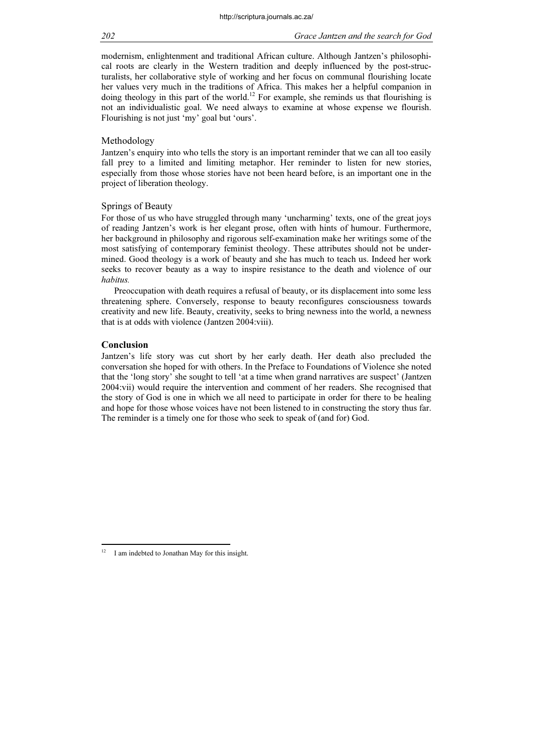modernism, enlightenment and traditional African culture. Although Jantzen's philosophical roots are clearly in the Western tradition and deeply influenced by the post-structuralists, her collaborative style of working and her focus on communal flourishing locate her values very much in the traditions of Africa. This makes her a helpful companion in doing theology in this part of the world.[12] For example, she reminds us that flourishing is not an individualistic goal. We need always to examine at whose expense we flourish. Flourishing is not just 'my' goal but 'ours'.

### Methodology

Jantzen's enquiry into who tells the story is an important reminder that we can all too easily fall prey to a limited and limiting metaphor. Her reminder to listen for new stories, especially from those whose stories have not been heard before, is an important one in the project of liberation theology.

### Springs of Beauty

For those of us who have struggled through many 'uncharming' texts, one of the great joys of reading Jantzen's work is her elegant prose, often with hints of humour. Furthermore, her background in philosophy and rigorous self-examination make her writings some of the most satisfying of contemporary feminist theology. These attributes should not be undermined. Good theology is a work of beauty and she has much to teach us. Indeed her work seeks to recover beauty as a way to inspire resistance to the death and violence of our *habitus.*

> Preoccupation with death requires a refusal of beauty, or its displacement into some less threatening sphere. Conversely, response to beauty reconfigures consciousness towards creativity and new life. Beauty, creativity, seeks to bring newness into the world, a newness that is at odds with violence (Jantzen 2004:viii).

## Conclusion

Jantzen's life story was cut short by her early death. Her death also precluded the conversation she hoped for with others. In the Preface to Foundations of Violence she noted that the 'long story' she sought to tell 'at a time when grand narratives are suspect' (Jantzen 2004:vii) would require the intervention and comment of her readers. She recognised that the story of God is one in which we all need to participate in order for there to be healing and hope for those whose voices have not been listened to in constructing the story thus far. The reminder is a timely one for those who seek to speak of (and for) God.

---

[12] I am indebted to Jonathan May for this insight.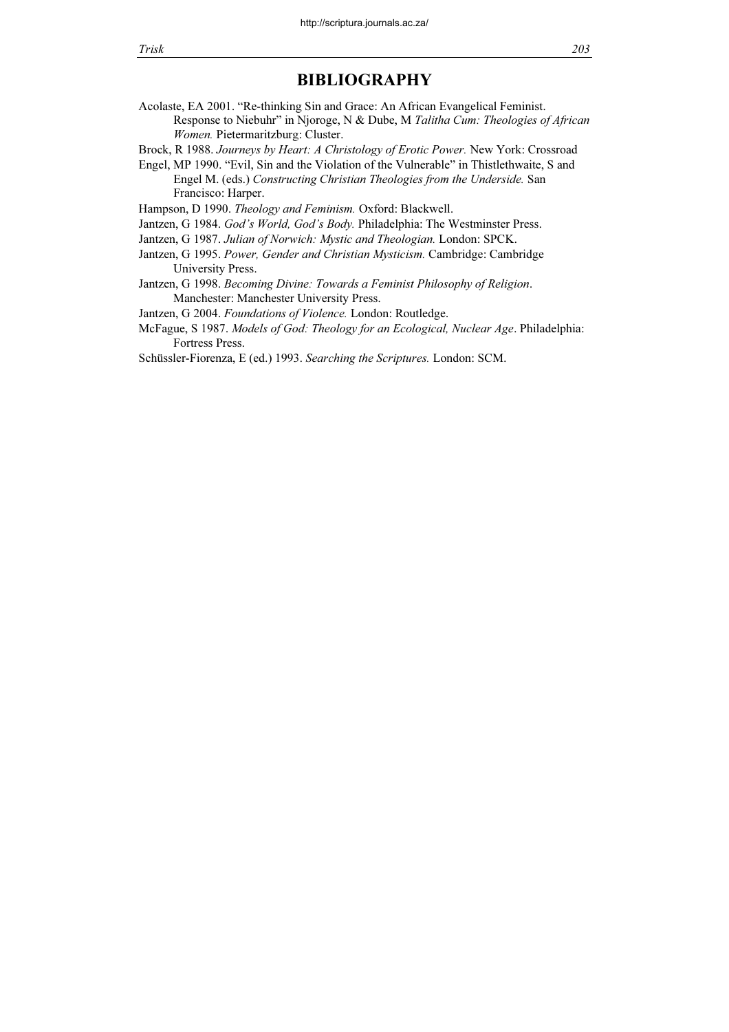# BIBLIOGRAPHY

Acolaste, EA 2001. "Re-thinking Sin and Grace: An African Evangelical Feminist. Response to Niebuhr" in Njoroge, N & Dube, M *Talitha Cum: Theologies of African Women.* Pietermaritzburg: Cluster.

Brock, R 1988. *Journeys by Heart: A Christology of Erotic Power.* New York: Crossroad

Engel, MP 1990. "Evil, Sin and the Violation of the Vulnerable" in Thistlethwaite, S and Engel M. (eds.) *Constructing Christian Theologies from the Underside.* San Francisco: Harper.

Hampson, D 1990. *Theology and Feminism.* Oxford: Blackwell.

Jantzen, G 1984. *God's World, God's Body.* Philadelphia: The Westminster Press.

Jantzen, G 1987. *Julian of Norwich: Mystic and Theologian.* London: SPCK.

Jantzen, G 1995. *Power, Gender and Christian Mysticism.* Cambridge: Cambridge University Press.

Jantzen, G 1998. *Becoming Divine: Towards a Feminist Philosophy of Religion*. Manchester: Manchester University Press.

Jantzen, G 2004. *Foundations of Violence.* London: Routledge.

McFague, S 1987. *Models of God: Theology for an Ecological, Nuclear Age*. Philadelphia: Fortress Press.

Schüssler-Fiorenza, E (ed.) 1993. *Searching the Scriptures.* London: SCM.